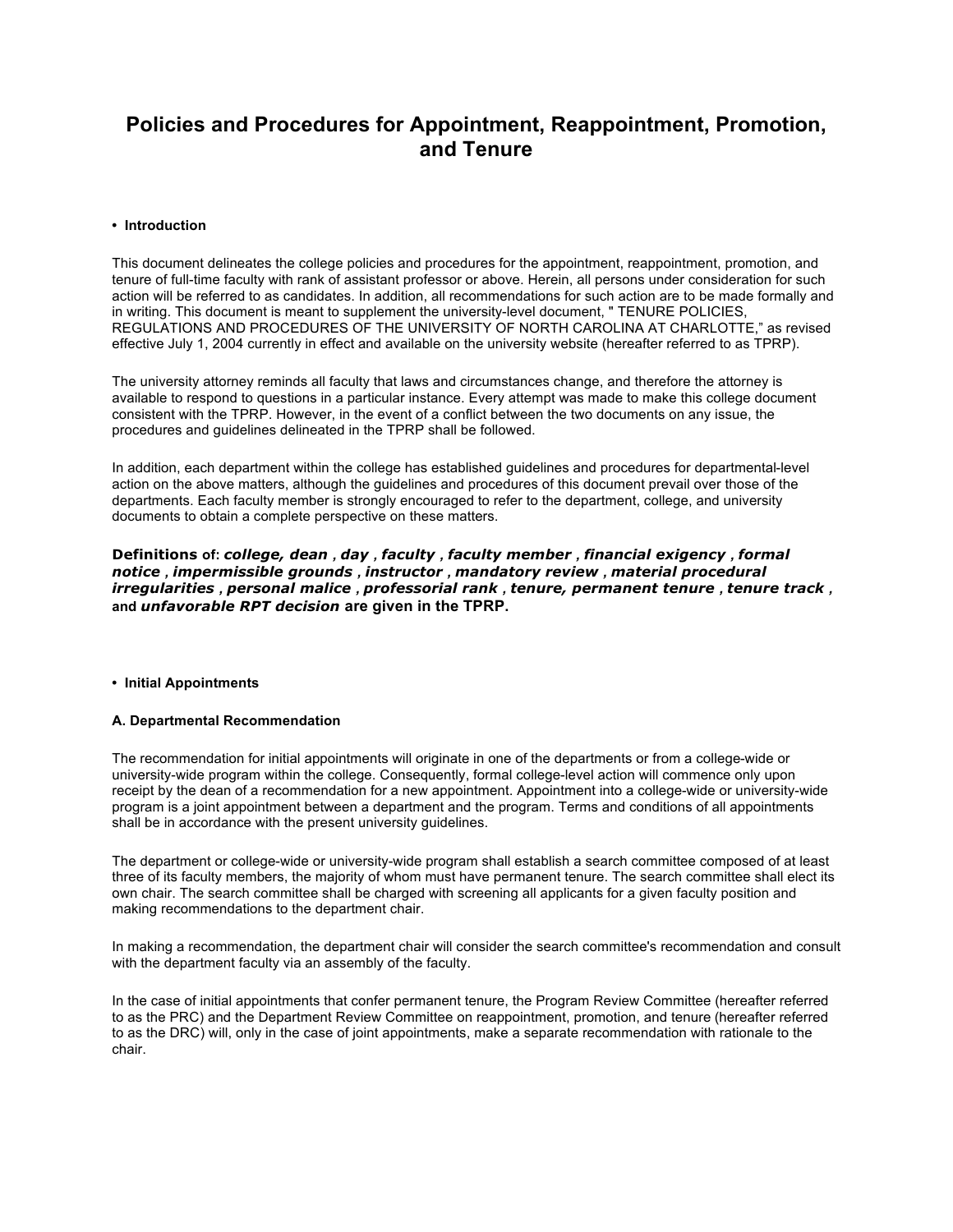# Policies and Procedures for Appointment, Reappointment, Promotion, and Tenure

- **Introduction**

This document delineates the college policies and procedures for the appointment, reappointment, promotion, and tenure of full-time faculty with rank of assistant professor or above. Herein, all persons under consideration for such action will be referred to as candidates. In addition, all recommendations for such action are to be made formally and in writing. This document is meant to supplement the university-level document, " TENURE POLICIES, REGULATIONS AND PROCEDURES OF THE UNIVERSITY OF NORTH CAROLINA AT CHARLOTTE," as revised effective July 1, 2004 currently in effect and available on the university website (hereafter referred to as TPRP).

The university attorney reminds all faculty that laws and circumstances change, and therefore the attorney is available to respond to questions in a particular instance. Every attempt was made to make this college document consistent with the TPRP. However, in the event of a conflict between the two documents on any issue, the procedures and guidelines delineated in the TPRP shall be followed.

In addition, each department within the college has established guidelines and procedures for departmental-level action on the above matters, although the guidelines and procedures of this document prevail over those of the departments. Each faculty member is strongly encouraged to refer to the department, college, and university documents to obtain a complete perspective on these matters.

**Definitions of: *college, dean , day , faculty , faculty member , financial exigency , formal notice , impermissible grounds , instructor , mandatory review , material procedural irregularities , personal malice , professorial rank , tenure, permanent tenure , tenure track ,* and *unfavorable RPT decision* are given in the TPRP.**

- **Initial Appointments**

### A. Departmental Recommendation

The recommendation for initial appointments will originate in one of the departments or from a college-wide or university-wide program within the college. Consequently, formal college-level action will commence only upon receipt by the dean of a recommendation for a new appointment. Appointment into a college-wide or university-wide program is a joint appointment between a department and the program. Terms and conditions of all appointments shall be in accordance with the present university guidelines.

The department or college-wide or university-wide program shall establish a search committee composed of at least three of its faculty members, the majority of whom must have permanent tenure. The search committee shall elect its own chair. The search committee shall be charged with screening all applicants for a given faculty position and making recommendations to the department chair.

In making a recommendation, the department chair will consider the search committee's recommendation and consult with the department faculty via an assembly of the faculty.

In the case of initial appointments that confer permanent tenure, the Program Review Committee (hereafter referred to as the PRC) and the Department Review Committee on reappointment, promotion, and tenure (hereafter referred to as the DRC) will, only in the case of joint appointments, make a separate recommendation with rationale to the chair.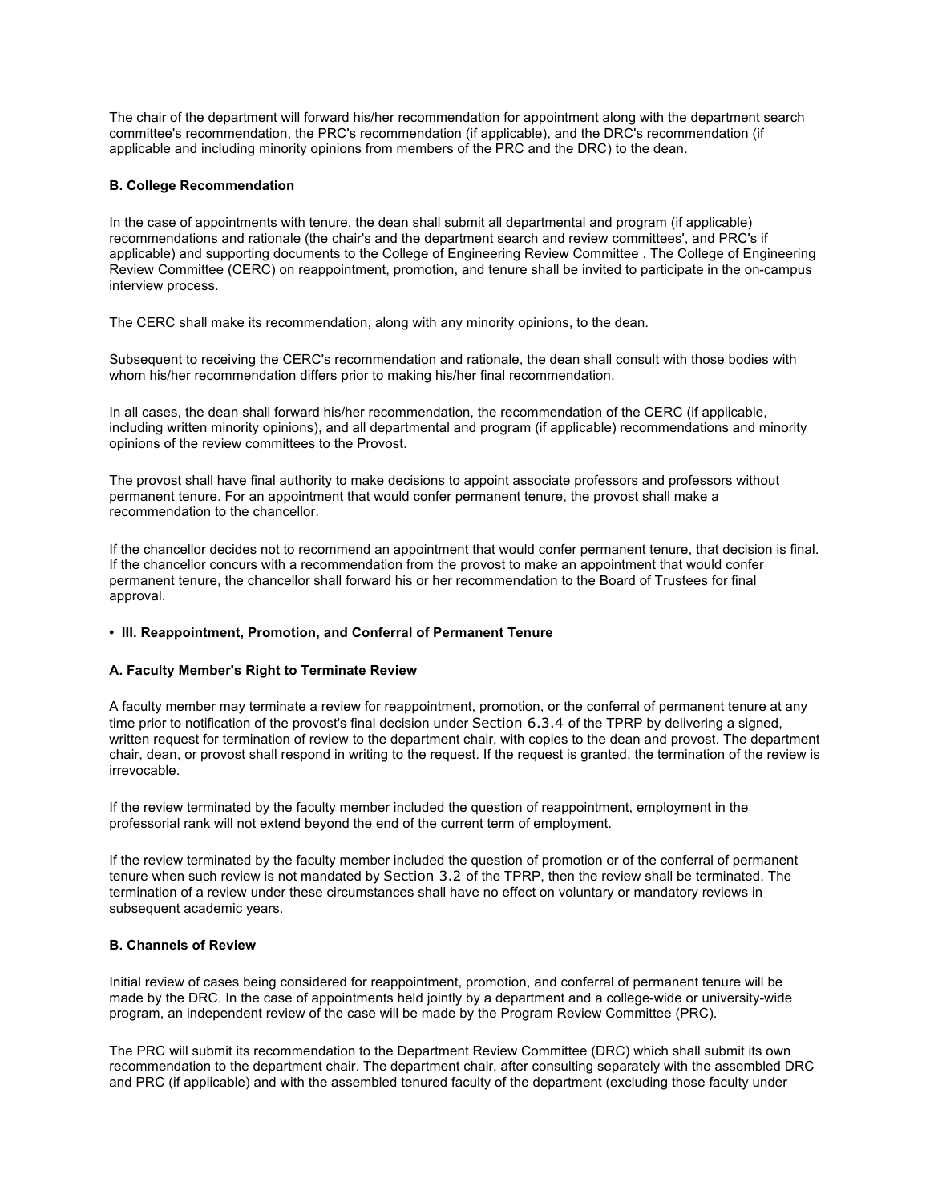The chair of the department will forward his/her recommendation for appointment along with the department search committee's recommendation, the PRC's recommendation (if applicable), and the DRC's recommendation (if applicable and including minority opinions from members of the PRC and the DRC) to the dean.

#### B. College Recommendation

In the case of appointments with tenure, the dean shall submit all departmental and program (if applicable) recommendations and rationale (the chair's and the department search and review committees', and PRC's if applicable) and supporting documents to the College of Engineering Review Committee . The College of Engineering Review Committee (CERC) on reappointment, promotion, and tenure shall be invited to participate in the on-campus interview process.

The CERC shall make its recommendation, along with any minority opinions, to the dean.

Subsequent to receiving the CERC's recommendation and rationale, the dean shall consult with those bodies with whom his/her recommendation differs prior to making his/her final recommendation.

In all cases, the dean shall forward his/her recommendation, the recommendation of the CERC (if applicable, including written minority opinions), and all departmental and program (if applicable) recommendations and minority opinions of the review committees to the Provost.

The provost shall have final authority to make decisions to appoint associate professors and professors without permanent tenure. For an appointment that would confer permanent tenure, the provost shall make a recommendation to the chancellor.

If the chancellor decides not to recommend an appointment that would confer permanent tenure, that decision is final. If the chancellor concurs with a recommendation from the provost to make an appointment that would confer permanent tenure, the chancellor shall forward his or her recommendation to the Board of Trustees for final approval.

- **III. Reappointment, Promotion, and Conferral of Permanent Tenure**

#### A. Faculty Member's Right to Terminate Review

A faculty member may terminate a review for reappointment, promotion, or the conferral of permanent tenure at any time prior to notification of the provost's final decision under Section 6.3.4 of the TPRP by delivering a signed, written request for termination of review to the department chair, with copies to the dean and provost. The department chair, dean, or provost shall respond in writing to the request. If the request is granted, the termination of the review is irrevocable.

If the review terminated by the faculty member included the question of reappointment, employment in the professorial rank will not extend beyond the end of the current term of employment.

If the review terminated by the faculty member included the question of promotion or of the conferral of permanent tenure when such review is not mandated by Section 3.2 of the TPRP, then the review shall be terminated. The termination of a review under these circumstances shall have no effect on voluntary or mandatory reviews in subsequent academic years.

#### B. Channels of Review

Initial review of cases being considered for reappointment, promotion, and conferral of permanent tenure will be made by the DRC. In the case of appointments held jointly by a department and a college-wide or university-wide program, an independent review of the case will be made by the Program Review Committee (PRC).

The PRC will submit its recommendation to the Department Review Committee (DRC) which shall submit its own recommendation to the department chair. The department chair, after consulting separately with the assembled DRC and PRC (if applicable) and with the assembled tenured faculty of the department (excluding those faculty under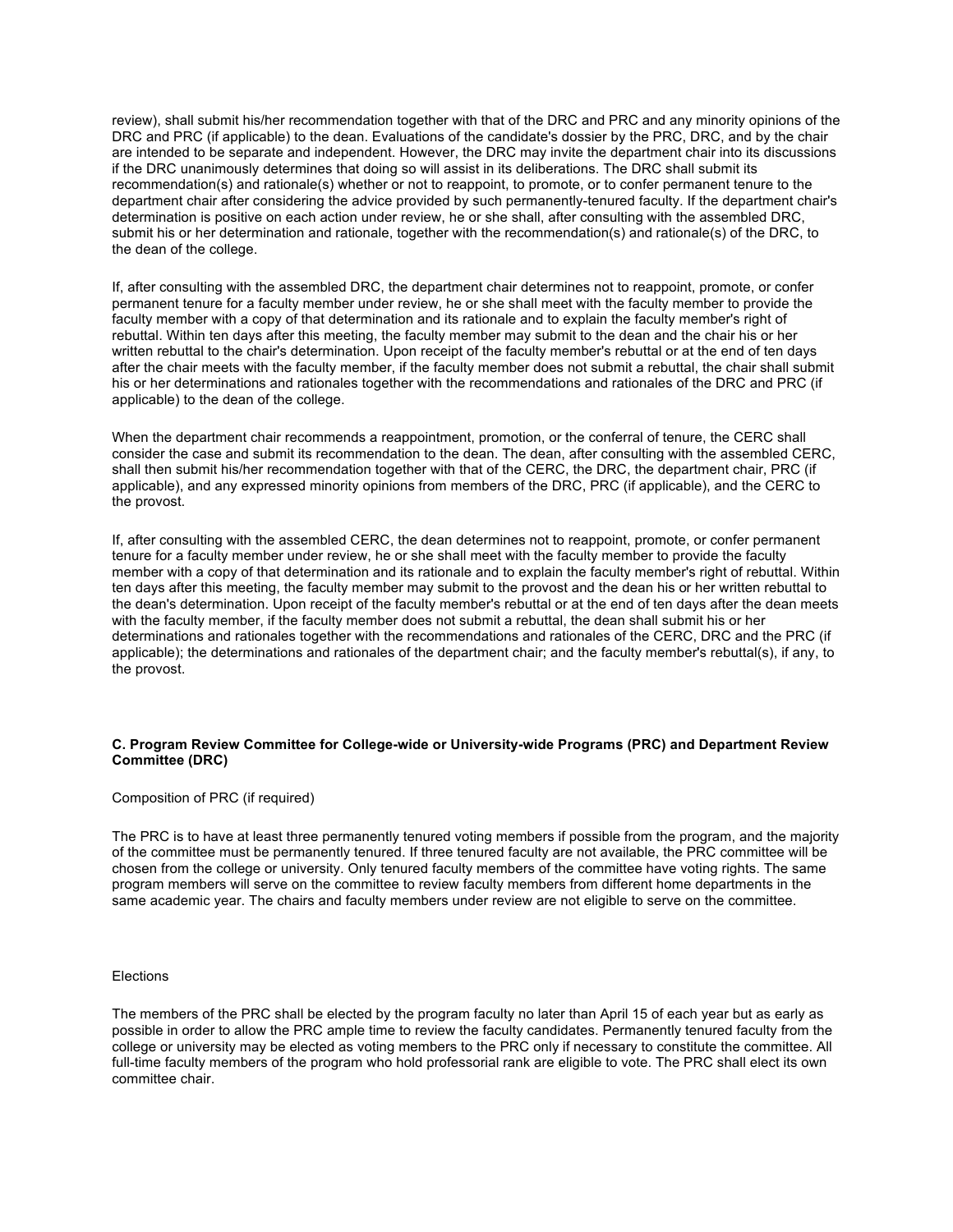review), shall submit his/her recommendation together with that of the DRC and PRC and any minority opinions of the DRC and PRC (if applicable) to the dean. Evaluations of the candidate's dossier by the PRC, DRC, and by the chair are intended to be separate and independent. However, the DRC may invite the department chair into its discussions if the DRC unanimously determines that doing so will assist in its deliberations. The DRC shall submit its recommendation(s) and rationale(s) whether or not to reappoint, to promote, or to confer permanent tenure to the department chair after considering the advice provided by such permanently-tenured faculty. If the department chair's determination is positive on each action under review, he or she shall, after consulting with the assembled DRC, submit his or her determination and rationale, together with the recommendation(s) and rationale(s) of the DRC, to the dean of the college.

If, after consulting with the assembled DRC, the department chair determines not to reappoint, promote, or confer permanent tenure for a faculty member under review, he or she shall meet with the faculty member to provide the faculty member with a copy of that determination and its rationale and to explain the faculty member's right of rebuttal. Within ten days after this meeting, the faculty member may submit to the dean and the chair his or her written rebuttal to the chair's determination. Upon receipt of the faculty member's rebuttal or at the end of ten days after the chair meets with the faculty member, if the faculty member does not submit a rebuttal, the chair shall submit his or her determinations and rationales together with the recommendations and rationales of the DRC and PRC (if applicable) to the dean of the college.

When the department chair recommends a reappointment, promotion, or the conferral of tenure, the CERC shall consider the case and submit its recommendation to the dean. The dean, after consulting with the assembled CERC, shall then submit his/her recommendation together with that of the CERC, the DRC, the department chair, PRC (if applicable), and any expressed minority opinions from members of the DRC, PRC (if applicable), and the CERC to the provost.

If, after consulting with the assembled CERC, the dean determines not to reappoint, promote, or confer permanent tenure for a faculty member under review, he or she shall meet with the faculty member to provide the faculty member with a copy of that determination and its rationale and to explain the faculty member's right of rebuttal. Within ten days after this meeting, the faculty member may submit to the provost and the dean his or her written rebuttal to the dean's determination. Upon receipt of the faculty member's rebuttal or at the end of ten days after the dean meets with the faculty member, if the faculty member does not submit a rebuttal, the dean shall submit his or her determinations and rationales together with the recommendations and rationales of the CERC, DRC and the PRC (if applicable); the determinations and rationales of the department chair; and the faculty member's rebuttal(s), if any, to the provost.

**C. Program Review Committee for College-wide or University-wide Programs (PRC) and Department Review Committee (DRC)**

Composition of PRC (if required)

The PRC is to have at least three permanently tenured voting members if possible from the program, and the majority of the committee must be permanently tenured. If three tenured faculty are not available, the PRC committee will be chosen from the college or university. Only tenured faculty members of the committee have voting rights. The same program members will serve on the committee to review faculty members from different home departments in the same academic year. The chairs and faculty members under review are not eligible to serve on the committee.

Elections

The members of the PRC shall be elected by the program faculty no later than April 15 of each year but as early as possible in order to allow the PRC ample time to review the faculty candidates. Permanently tenured faculty from the college or university may be elected as voting members to the PRC only if necessary to constitute the committee. All full-time faculty members of the program who hold professorial rank are eligible to vote. The PRC shall elect its own committee chair.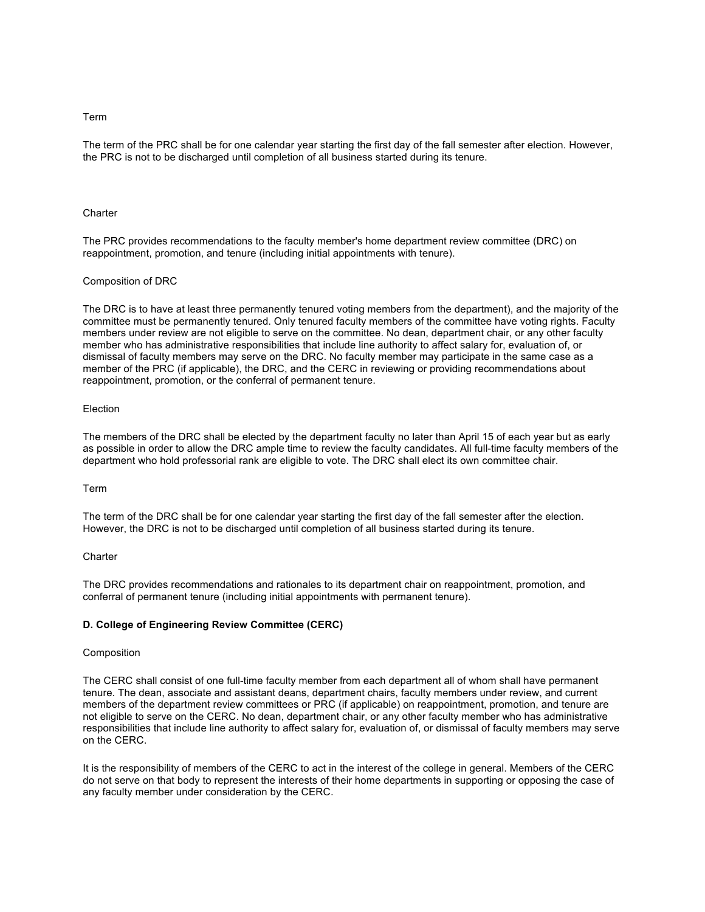Term

The term of the PRC shall be for one calendar year starting the first day of the fall semester after election. However, the PRC is not to be discharged until completion of all business started during its tenure.

Charter

The PRC provides recommendations to the faculty member's home department review committee (DRC) on reappointment, promotion, and tenure (including initial appointments with tenure).

Composition of DRC

The DRC is to have at least three permanently tenured voting members from the department), and the majority of the committee must be permanently tenured. Only tenured faculty members of the committee have voting rights. Faculty members under review are not eligible to serve on the committee. No dean, department chair, or any other faculty member who has administrative responsibilities that include line authority to affect salary for, evaluation of, or dismissal of faculty members may serve on the DRC. No faculty member may participate in the same case as a member of the PRC (if applicable), the DRC, and the CERC in reviewing or providing recommendations about reappointment, promotion, or the conferral of permanent tenure.

Election

The members of the DRC shall be elected by the department faculty no later than April 15 of each year but as early as possible in order to allow the DRC ample time to review the faculty candidates. All full-time faculty members of the department who hold professorial rank are eligible to vote. The DRC shall elect its own committee chair.

Term

The term of the DRC shall be for one calendar year starting the first day of the fall semester after the election. However, the DRC is not to be discharged until completion of all business started during its tenure.

Charter

The DRC provides recommendations and rationales to its department chair on reappointment, promotion, and conferral of permanent tenure (including initial appointments with permanent tenure).

**D. College of Engineering Review Committee (CERC)**

Composition

The CERC shall consist of one full-time faculty member from each department all of whom shall have permanent tenure. The dean, associate and assistant deans, department chairs, faculty members under review, and current members of the department review committees or PRC (if applicable) on reappointment, promotion, and tenure are not eligible to serve on the CERC. No dean, department chair, or any other faculty member who has administrative responsibilities that include line authority to affect salary for, evaluation of, or dismissal of faculty members may serve on the CERC.

It is the responsibility of members of the CERC to act in the interest of the college in general. Members of the CERC do not serve on that body to represent the interests of their home departments in supporting or opposing the case of any faculty member under consideration by the CERC.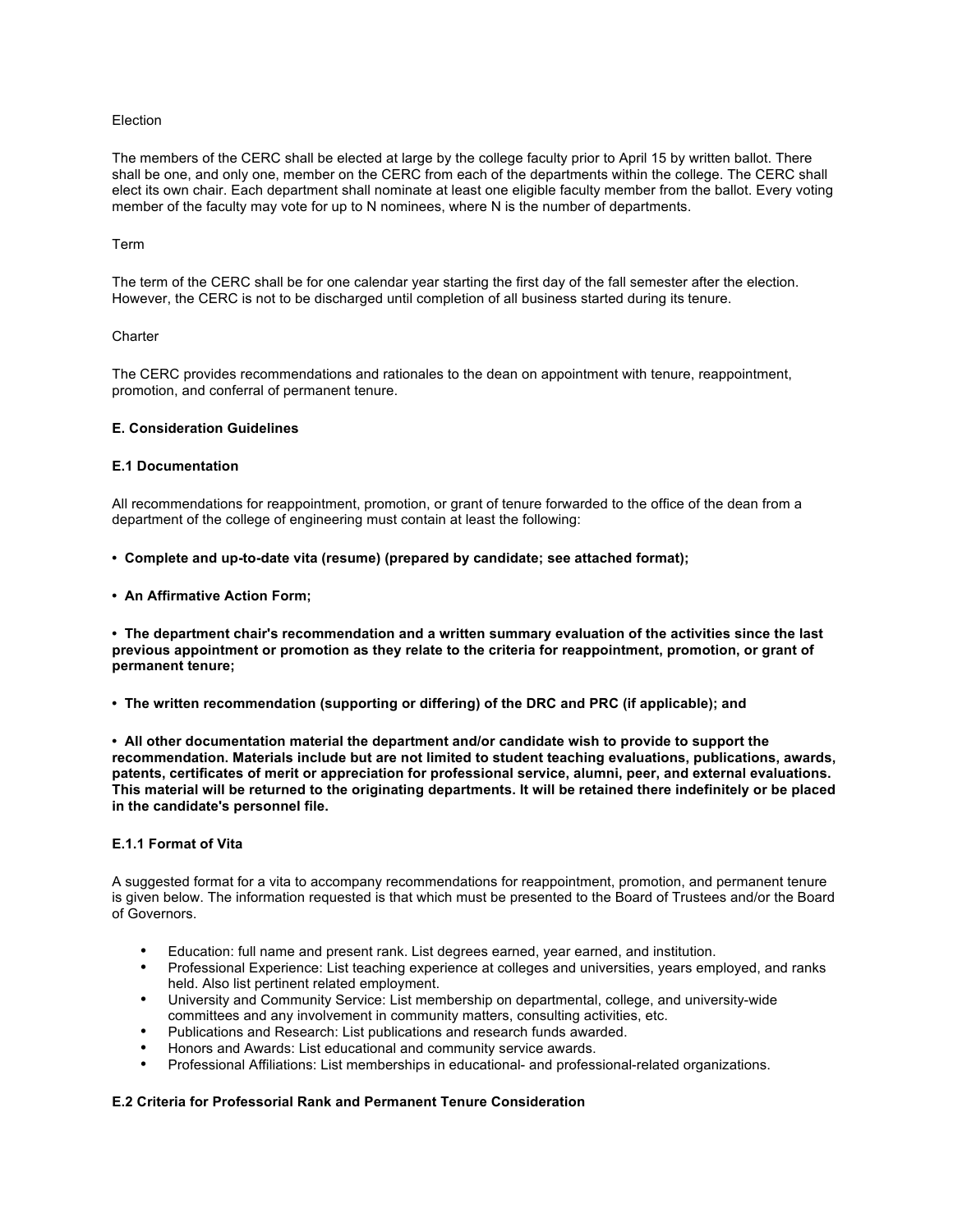Election

The members of the CERC shall be elected at large by the college faculty prior to April 15 by written ballot. There shall be one, and only one, member on the CERC from each of the departments within the college. The CERC shall elect its own chair. Each department shall nominate at least one eligible faculty member from the ballot. Every voting member of the faculty may vote for up to N nominees, where N is the number of departments.

Term

The term of the CERC shall be for one calendar year starting the first day of the fall semester after the election. However, the CERC is not to be discharged until completion of all business started during its tenure.

Charter

The CERC provides recommendations and rationales to the dean on appointment with tenure, reappointment, promotion, and conferral of permanent tenure.

**E. Consideration Guidelines**

**E.1 Documentation**

All recommendations for reappointment, promotion, or grant of tenure forwarded to the office of the dean from a department of the college of engineering must contain at least the following:

- **Complete and up-to-date vita (resume) (prepared by candidate; see attached format);**
- **An Affirmative Action Form;**
- **The department chair's recommendation and a written summary evaluation of the activities since the last previous appointment or promotion as they relate to the criteria for reappointment, promotion, or grant of permanent tenure;**
- **The written recommendation (supporting or differing) of the DRC and PRC (if applicable); and**
- **All other documentation material the department and/or candidate wish to provide to support the recommendation. Materials include but are not limited to student teaching evaluations, publications, awards, patents, certificates of merit or appreciation for professional service, alumni, peer, and external evaluations. This material will be returned to the originating departments. It will be retained there indefinitely or be placed in the candidate's personnel file.**

**E.1.1 Format of Vita**

A suggested format for a vita to accompany recommendations for reappointment, promotion, and permanent tenure is given below. The information requested is that which must be presented to the Board of Trustees and/or the Board of Governors.

- Education: full name and present rank. List degrees earned, year earned, and institution.
- Professional Experience: List teaching experience at colleges and universities, years employed, and ranks held. Also list pertinent related employment.
- University and Community Service: List membership on departmental, college, and university-wide committees and any involvement in community matters, consulting activities, etc.
- Publications and Research: List publications and research funds awarded.
- Honors and Awards: List educational and community service awards.
- Professional Affiliations: List memberships in educational- and professional-related organizations.

**E.2 Criteria for Professorial Rank and Permanent Tenure Consideration**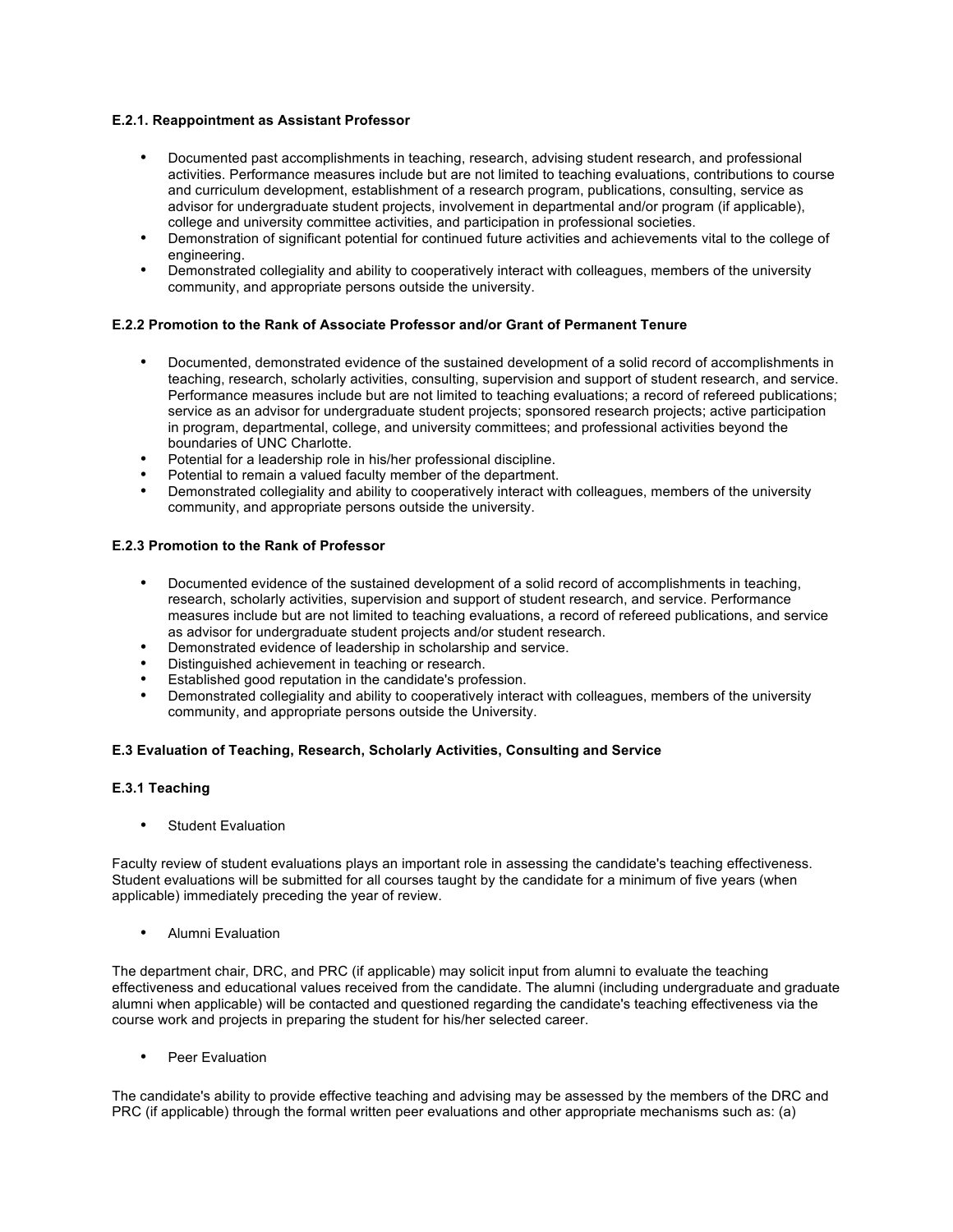**E.2.1. Reappointment as Assistant Professor**

- Documented past accomplishments in teaching, research, advising student research, and professional activities. Performance measures include but are not limited to teaching evaluations, contributions to course and curriculum development, establishment of a research program, publications, consulting, service as advisor for undergraduate student projects, involvement in departmental and/or program (if applicable), college and university committee activities, and participation in professional societies.
- Demonstration of significant potential for continued future activities and achievements vital to the college of engineering.
- Demonstrated collegiality and ability to cooperatively interact with colleagues, members of the university community, and appropriate persons outside the university.

**E.2.2 Promotion to the Rank of Associate Professor and/or Grant of Permanent Tenure**

- Documented, demonstrated evidence of the sustained development of a solid record of accomplishments in teaching, research, scholarly activities, consulting, supervision and support of student research, and service. Performance measures include but are not limited to teaching evaluations; a record of refereed publications; service as an advisor for undergraduate student projects; sponsored research projects; active participation in program, departmental, college, and university committees; and professional activities beyond the boundaries of UNC Charlotte.
- Potential for a leadership role in his/her professional discipline.
- Potential to remain a valued faculty member of the department.
- Demonstrated collegiality and ability to cooperatively interact with colleagues, members of the university community, and appropriate persons outside the university.

**E.2.3 Promotion to the Rank of Professor**

- Documented evidence of the sustained development of a solid record of accomplishments in teaching, research, scholarly activities, supervision and support of student research, and service. Performance measures include but are not limited to teaching evaluations, a record of refereed publications, and service as advisor for undergraduate student projects and/or student research.
- Demonstrated evidence of leadership in scholarship and service.
- Distinguished achievement in teaching or research.
- Established good reputation in the candidate's profession.
- Demonstrated collegiality and ability to cooperatively interact with colleagues, members of the university community, and appropriate persons outside the University.

**E.3 Evaluation of Teaching, Research, Scholarly Activities, Consulting and Service**

**E.3.1 Teaching**

- Student Evaluation

Faculty review of student evaluations plays an important role in assessing the candidate's teaching effectiveness. Student evaluations will be submitted for all courses taught by the candidate for a minimum of five years (when applicable) immediately preceding the year of review.

- Alumni Evaluation

The department chair, DRC, and PRC (if applicable) may solicit input from alumni to evaluate the teaching effectiveness and educational values received from the candidate. The alumni (including undergraduate and graduate alumni when applicable) will be contacted and questioned regarding the candidate's teaching effectiveness via the course work and projects in preparing the student for his/her selected career.

- Peer Evaluation

The candidate's ability to provide effective teaching and advising may be assessed by the members of the DRC and PRC (if applicable) through the formal written peer evaluations and other appropriate mechanisms such as: (a)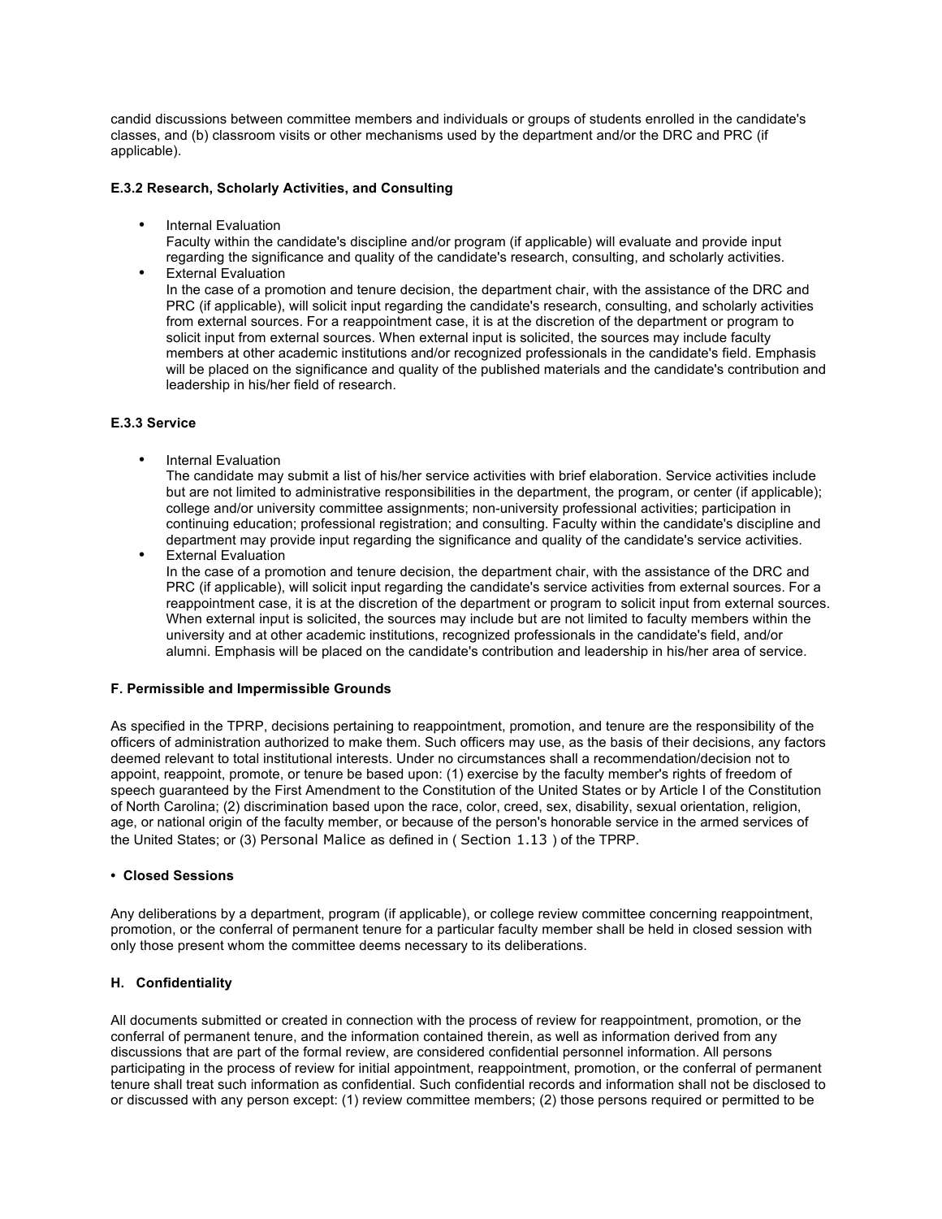candid discussions between committee members and individuals or groups of students enrolled in the candidate's classes, and (b) classroom visits or other mechanisms used by the department and/or the DRC and PRC (if applicable).

**E.3.2 Research, Scholarly Activities, and Consulting**

- Internal Evaluation
  Faculty within the candidate's discipline and/or program (if applicable) will evaluate and provide input regarding the significance and quality of the candidate's research, consulting, and scholarly activities.
- External Evaluation
  In the case of a promotion and tenure decision, the department chair, with the assistance of the DRC and PRC (if applicable), will solicit input regarding the candidate's research, consulting, and scholarly activities from external sources. For a reappointment case, it is at the discretion of the department or program to solicit input from external sources. When external input is solicited, the sources may include faculty members at other academic institutions and/or recognized professionals in the candidate's field. Emphasis will be placed on the significance and quality of the published materials and the candidate's contribution and leadership in his/her field of research.

**E.3.3 Service**

- Internal Evaluation
  The candidate may submit a list of his/her service activities with brief elaboration. Service activities include but are not limited to administrative responsibilities in the department, the program, or center (if applicable); college and/or university committee assignments; non-university professional activities; participation in continuing education; professional registration; and consulting. Faculty within the candidate's discipline and department may provide input regarding the significance and quality of the candidate's service activities.
- External Evaluation
  In the case of a promotion and tenure decision, the department chair, with the assistance of the DRC and PRC (if applicable), will solicit input regarding the candidate's service activities from external sources. For a reappointment case, it is at the discretion of the department or program to solicit input from external sources. When external input is solicited, the sources may include but are not limited to faculty members within the university and at other academic institutions, recognized professionals in the candidate's field, and/or alumni. Emphasis will be placed on the candidate's contribution and leadership in his/her area of service.

**F. Permissible and Impermissible Grounds**

As specified in the TPRP, decisions pertaining to reappointment, promotion, and tenure are the responsibility of the officers of administration authorized to make them. Such officers may use, as the basis of their decisions, any factors deemed relevant to total institutional interests. Under no circumstances shall a recommendation/decision not to appoint, reappoint, promote, or tenure be based upon: (1) exercise by the faculty member's rights of freedom of speech guaranteed by the First Amendment to the Constitution of the United States or by Article I of the Constitution of North Carolina; (2) discrimination based upon the race, color, creed, sex, disability, sexual orientation, religion, age, or national origin of the faculty member, or because of the person's honorable service in the armed services of the United States; or (3) Personal Malice as defined in ( Section 1.13 ) of the TPRP.

**• Closed Sessions**

Any deliberations by a department, program (if applicable), or college review committee concerning reappointment, promotion, or the conferral of permanent tenure for a particular faculty member shall be held in closed session with only those present whom the committee deems necessary to its deliberations.

**H. Confidentiality**

All documents submitted or created in connection with the process of review for reappointment, promotion, or the conferral of permanent tenure, and the information contained therein, as well as information derived from any discussions that are part of the formal review, are considered confidential personnel information. All persons participating in the process of review for initial appointment, reappointment, promotion, or the conferral of permanent tenure shall treat such information as confidential. Such confidential records and information shall not be disclosed to or discussed with any person except: (1) review committee members; (2) those persons required or permitted to be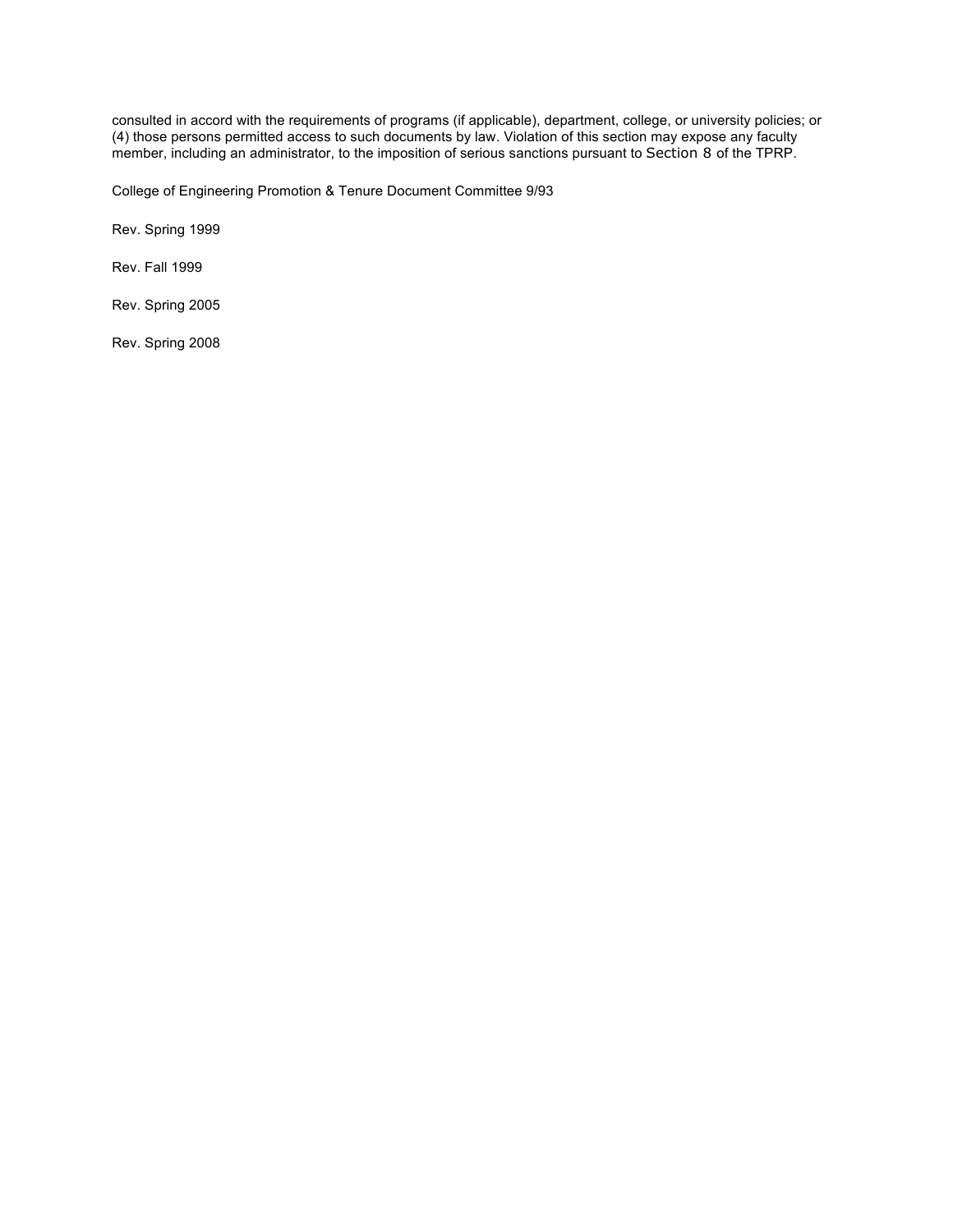consulted in accord with the requirements of programs (if applicable), department, college, or university policies; or (4) those persons permitted access to such documents by law. Violation of this section may expose any faculty member, including an administrator, to the imposition of serious sanctions pursuant to Section 8 of the TPRP.

College of Engineering Promotion & Tenure Document Committee 9/93

Rev. Spring 1999

Rev. Fall 1999

Rev. Spring 2005

Rev. Spring 2008